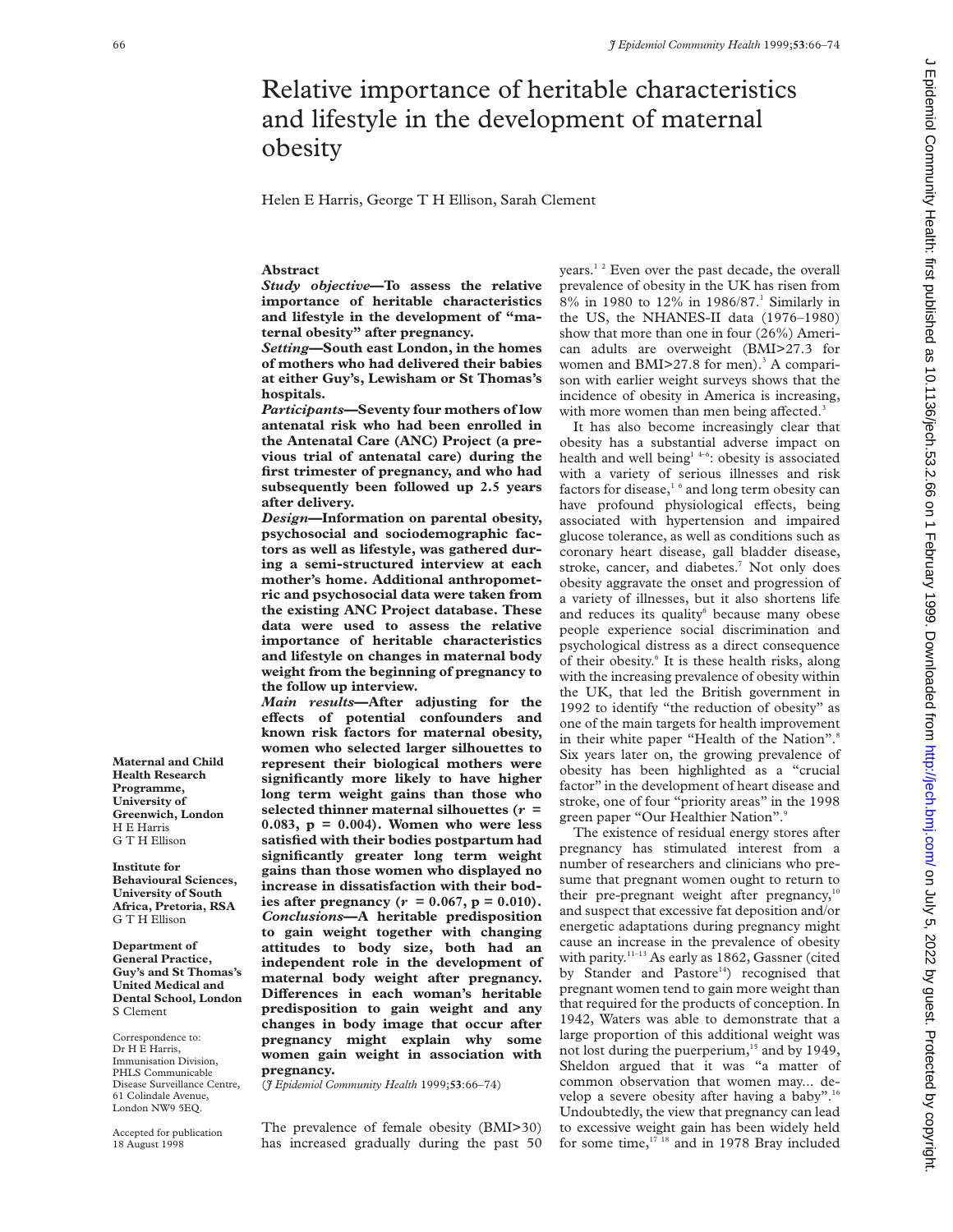# Relative importance of heritable characteristics and lifestyle in the development of maternal obesity

Helen E Harris, George T H Ellison, Sarah Clement

Maternal and Child Health Research Programme, University of Greenwich, London
H E Harris
G T H Ellison

Institute for Behavioural Sciences, University of South Africa, Pretoria, RSA
G T H Ellison

Department of General Practice, Guy's and St Thomas's United Medical and Dental School, London
S Clement

Correspondence to: Dr H E Harris, Immunisation Division, PHLS Communicable Disease Surveillance Centre, 61 Colindale Avenue, London NW9 5EQ.

Accepted for publication 18 August 1998

## Abstract

***Study objective*—To assess the relative importance of heritable characteristics and lifestyle in the development of "maternal obesity" after pregnancy.**

***Setting*—South east London, in the homes of mothers who had delivered their babies at either Guy's, Lewisham or St Thomas's hospitals.**

***Participants*—Seventy four mothers of low antenatal risk who had been enrolled in the Antenatal Care (ANC) Project (a previous trial of antenatal care) during the first trimester of pregnancy, and who had subsequently been followed up 2.5 years after delivery.**

***Design*—Information on parental obesity, psychosocial and sociodemographic factors as well as lifestyle, was gathered during a semi-structured interview at each mother's home. Additional anthropometric and psychosocial data were taken from the existing ANC Project database. These data were used to assess the relative importance of heritable characteristics and lifestyle on changes in maternal body weight from the beginning of pregnancy to the follow up interview.**

***Main results*—After adjusting for the effects of potential confounders and known risk factors for maternal obesity, women who selected larger silhouettes to represent their biological mothers were significantly more likely to have higher long term weight gains than those who selected thinner maternal silhouettes ($r$ = 0.083, $p$ = 0.004). Women who were less satisfied with their bodies postpartum had significantly greater long term weight gains than those women who displayed no increase in dissatisfaction with their bodies after pregnancy ($r$ = 0.067, $p$ = 0.010).**

***Conclusions*—A heritable predisposition to gain weight together with changing attitudes to body size, both had an independent role in the development of maternal body weight after pregnancy. Differences in each woman's heritable predisposition to gain weight and any changes in body image that occur after pregnancy might explain why some women gain weight in association with pregnancy.**

(*J Epidemiol Community Health* 1999;**53**:66–74)

The prevalence of female obesity (BMI>30) has increased gradually during the past 50 years.[1,2] Even over the past decade, the overall prevalence of obesity in the UK has risen from 8% in 1980 to 12% in 1986/87.[1] Similarly in the US, the NHANES-II data (1976–1980) show that more than one in four (26%) American adults are overweight (BMI>27.3 for women and BMI>27.8 for men).[3] A comparison with earlier weight surveys shows that the incidence of obesity in America is increasing, with more women than men being affected.[3]

It has also become increasingly clear that obesity has a substantial adverse impact on health and well being[1,4–6]: obesity is associated with a variety of serious illnesses and risk factors for disease,[1,6] and long term obesity can have profound physiological effects, being associated with hypertension and impaired glucose tolerance, as well as conditions such as coronary heart disease, gall bladder disease, stroke, cancer, and diabetes.[7] Not only does obesity aggravate the onset and progression of a variety of illnesses, but it also shortens life and reduces its quality[6] because many obese people experience social discrimination and psychological distress as a direct consequence of their obesity.[6] It is these health risks, along with the increasing prevalence of obesity within the UK, that led the British government in 1992 to identify "the reduction of obesity" as one of the main targets for health improvement in their white paper "Health of the Nation".[8] Six years later on, the growing prevalence of obesity has been highlighted as a "crucial factor" in the development of heart disease and stroke, one of four "priority areas" in the 1998 green paper "Our Healthier Nation".[9]

The existence of residual energy stores after pregnancy has stimulated interest from a number of researchers and clinicians who presume that pregnant women ought to return to their pre-pregnant weight after pregnancy,[10] and suspect that excessive fat deposition and/or energetic adaptations during pregnancy might cause an increase in the prevalence of obesity with parity.[11–13] As early as 1862, Gassner (cited by Stander and Pastore[14]) recognised that pregnant women tend to gain more weight than that required for the products of conception. In 1942, Waters was able to demonstrate that a large proportion of this additional weight was not lost during the puerperium,[15] and by 1949, Sheldon argued that it was "a matter of common observation that women may... develop a severe obesity after having a baby".[16] Undoubtedly, the view that pregnancy can lead to excessive weight gain has been widely held for some time,[17,18] and in 1978 Bray included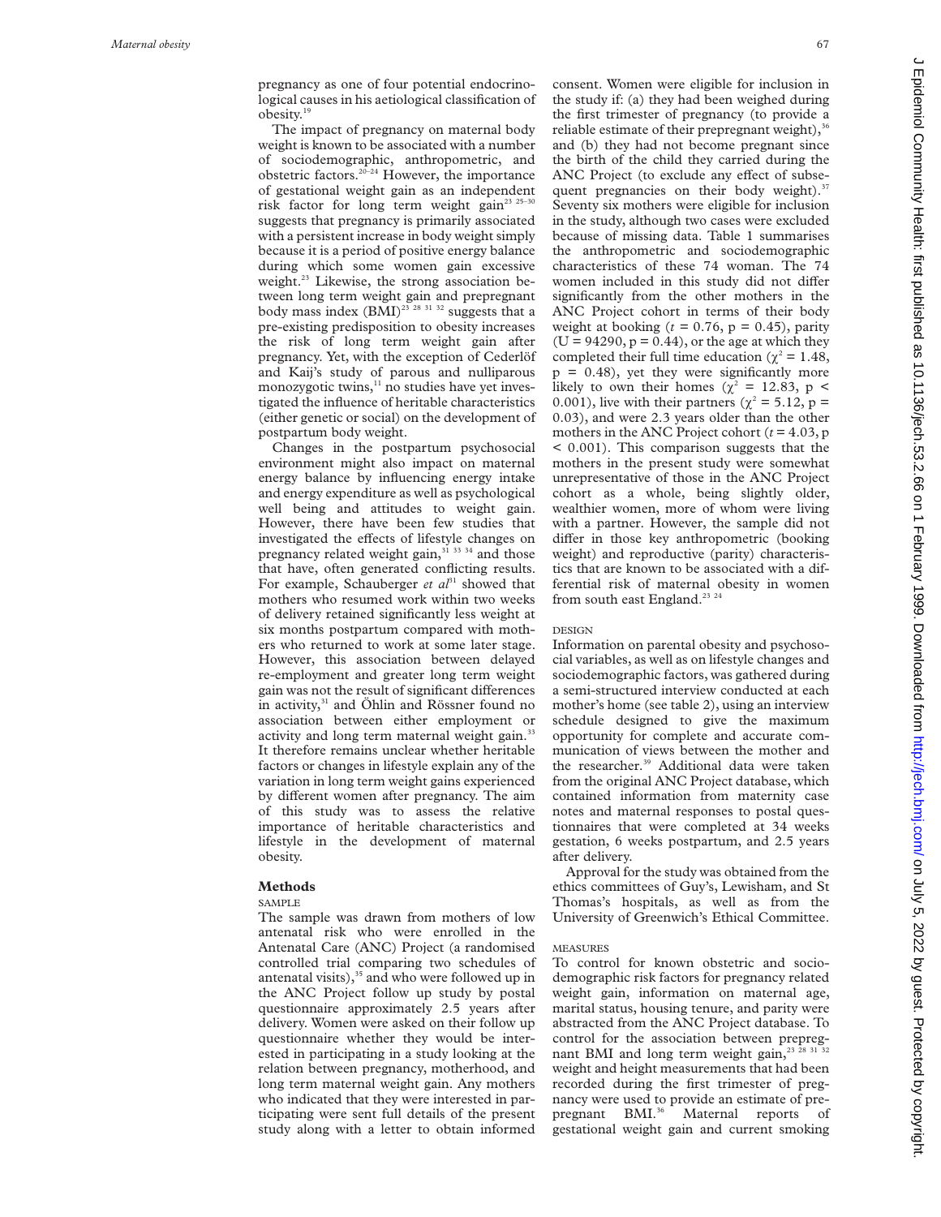pregnancy as one of four potential endocrinological causes in his aetiological classification of obesity.[19]

The impact of pregnancy on maternal body weight is known to be associated with a number of sociodemographic, anthropometric, and obstetric factors.[20–24] However, the importance of gestational weight gain as an independent risk factor for long term weight gain[23 25–30] suggests that pregnancy is primarily associated with a persistent increase in body weight simply because it is a period of positive energy balance during which some women gain excessive weight.[23] Likewise, the strong association between long term weight gain and prepregnant body mass index (BMI)[23 28 31 32] suggests that a pre-existing predisposition to obesity increases the risk of long term weight gain after pregnancy. Yet, with the exception of Cederlöf and Kaij's study of parous and nulliparous monozygotic twins,[11] no studies have yet investigated the influence of heritable characteristics (either genetic or social) on the development of postpartum body weight.

Changes in the postpartum psychosocial environment might also impact on maternal energy balance by influencing energy intake and energy expenditure as well as psychological well being and attitudes to weight gain. However, there have been few studies that investigated the effects of lifestyle changes on pregnancy related weight gain,[31 33 34] and those that have, often generated conflicting results. For example, Schauberger *et al*[31] showed that mothers who resumed work within two weeks of delivery retained significantly less weight at six months postpartum compared with mothers who returned to work at some later stage. However, this association between delayed re-employment and greater long term weight gain was not the result of significant differences in activity,[31] and Öhlin and Rössner found no association between either employment or activity and long term maternal weight gain.[33] It therefore remains unclear whether heritable factors or changes in lifestyle explain any of the variation in long term weight gains experienced by different women after pregnancy. The aim of this study was to assess the relative importance of heritable characteristics and lifestyle in the development of maternal obesity.

## Methods

### SAMPLE

The sample was drawn from mothers of low antenatal risk who were enrolled in the Antenatal Care (ANC) Project (a randomised controlled trial comparing two schedules of antenatal visits),[35] and who were followed up in the ANC Project follow up study by postal questionnaire approximately 2.5 years after delivery. Women were asked on their follow up questionnaire whether they would be interested in participating in a study looking at the relation between pregnancy, motherhood, and long term maternal weight gain. Any mothers who indicated that they were interested in participating were sent full details of the present study along with a letter to obtain informed consent. Women were eligible for inclusion in the study if: (a) they had been weighed during the first trimester of pregnancy (to provide a reliable estimate of their prepregnant weight),[36] and (b) they had not become pregnant since the birth of the child they carried during the ANC Project (to exclude any effect of subsequent pregnancies on their body weight).[37] Seventy six mothers were eligible for inclusion in the study, although two cases were excluded because of missing data. Table 1 summarises the anthropometric and sociodemographic characteristics of these 74 woman. The 74 women included in this study did not differ significantly from the other mothers in the ANC Project cohort in terms of their body weight at booking ($t = 0.76$, $p = 0.45$), parity ($U = 94290$, $p = 0.44$), or the age at which they completed their full time education ($\chi^2 = 1.48$, $p = 0.48$), yet they were significantly more likely to own their homes ($\chi^2 = 12.83$, $p < 0.001$), live with their partners ($\chi^2 = 5.12$, $p = 0.03$), and were 2.3 years older than the other mothers in the ANC Project cohort ($t = 4.03$, $p < 0.001$). This comparison suggests that the mothers in the present study were somewhat unrepresentative of those in the ANC Project cohort as a whole, being slightly older, wealthier women, more of whom were living with a partner. However, the sample did not differ in those key anthropometric (booking weight) and reproductive (parity) characteristics that are known to be associated with a differential risk of maternal obesity in women from south east England.[23 24]

### DESIGN

Information on parental obesity and psychosocial variables, as well as on lifestyle changes and sociodemographic factors, was gathered during a semi-structured interview conducted at each mother's home (see table 2), using an interview schedule designed to give the maximum opportunity for complete and accurate communication of views between the mother and the researcher.[39] Additional data were taken from the original ANC Project database, which contained information from maternity case notes and maternal responses to postal questionnaires that were completed at 34 weeks gestation, 6 weeks postpartum, and 2.5 years after delivery.

Approval for the study was obtained from the ethics committees of Guy's, Lewisham, and St Thomas's hospitals, as well as from the University of Greenwich's Ethical Committee.

### MEASURES

To control for known obstetric and sociodemographic risk factors for pregnancy related weight gain, information on maternal age, marital status, housing tenure, and parity were abstracted from the ANC Project database. To control for the association between prepregnant BMI and long term weight gain,[23 28 31 32] weight and height measurements that had been recorded during the first trimester of pregnancy were used to provide an estimate of prepregnant BMI.[36] Maternal reports of gestational weight gain and current smoking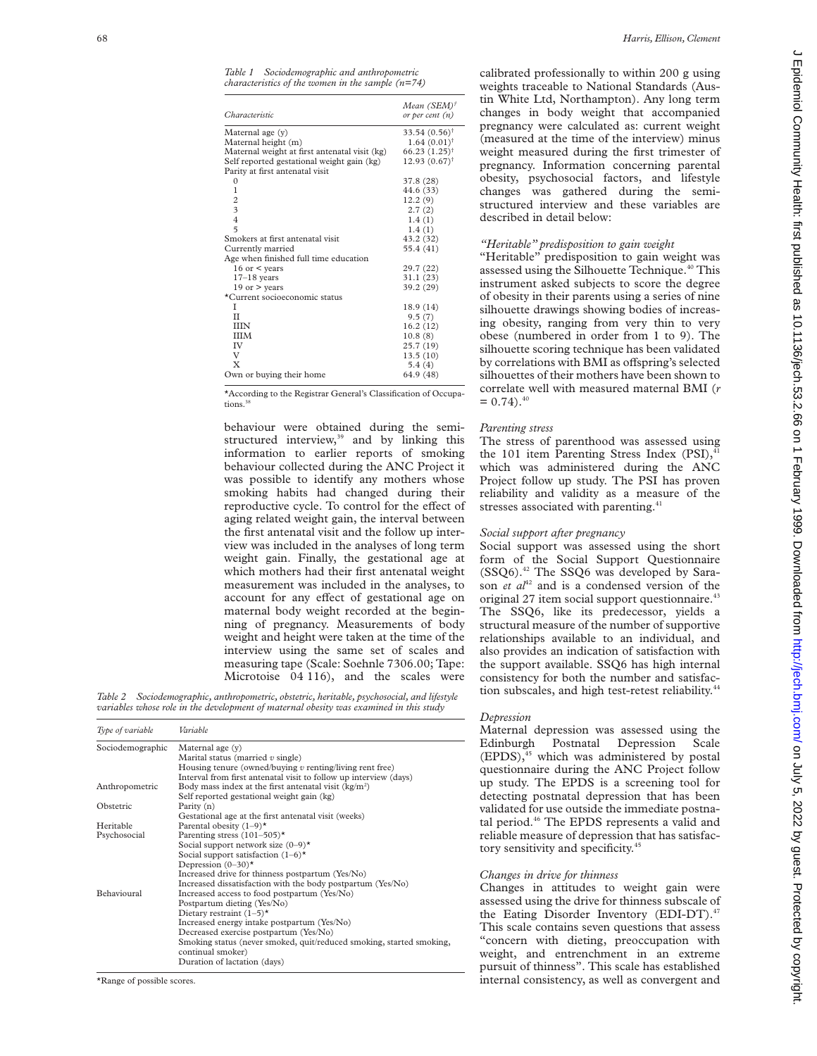*Table 1 Sociodemographic and anthropometric characteristics of the women in the sample (n=74)*

| Characteristic | Mean (SEM)† or per cent (n) |
|---|---|
| Maternal age (y) | 33.54 (0.56)† |
| Maternal height (m) | 1.64 (0.01)† |
| Maternal weight at first antenatal visit (kg) | 66.23 (1.25)† |
| Self reported gestational weight gain (kg) | 12.93 (0.67)† |
| Parity at first antenatal visit | |
| 0 | 37.8 (28) |
| 1 | 44.6 (33) |
| 2 | 12.2 (9) |
| 3 | 2.7 (2) |
| 4 | 1.4 (1) |
| 5 | 1.4 (1) |
| Smokers at first antenatal visit | 43.2 (32) |
| Currently married | 55.4 (41) |
| Age when finished full time education | |
| 16 or < years | 29.7 (22) |
| 17–18 years | 31.1 (23) |
| 19 or > years | 39.2 (29) |
| *Current socioeconomic status | |
| I | 18.9 (14) |
| II | 9.5 (7) |
| IIIN | 16.2 (12) |
| IIIM | 10.8 (8) |
| IV | 25.7 (19) |
| V | 13.5 (10) |
| X | 5.4 (4) |
| Own or buying their home | 64.9 (48) |

*According to the Registrar General's Classification of Occupations.[38]

behaviour were obtained during the semi-structured interview,[39] and by linking this information to earlier reports of smoking behaviour collected during the ANC Project it was possible to identify any mothers whose smoking habits had changed during their reproductive cycle. To control for the effect of aging related weight gain, the interval between the first antenatal visit and the follow up interview was included in the analyses of long term weight gain. Finally, the gestational age at which mothers had their first antenatal weight measurement was included in the analyses, to account for any effect of gestational age on maternal body weight recorded at the beginning of pregnancy. Measurements of body weight and height were taken at the time of the interview using the same set of scales and measuring tape (Scale: Soehnle 7306.00; Tape: Microtoise 04 116), and the scales were calibrated professionally to within 200 g using weights traceable to National Standards (Austin White Ltd, Northampton). Any long term changes in body weight that accompanied pregnancy were calculated as: current weight (measured at the time of the interview) minus weight measured during the first trimester of pregnancy. Information concerning parental obesity, psychosocial factors, and lifestyle changes was gathered during the semi-structured interview and these variables are described in detail below:

*Table 2 Sociodemographic, anthropometric, obstetric, heritable, psychosocial, and lifestyle variables whose role in the development of maternal obesity was examined in this study*

| Type of variable | Variable |
|---|---|
| Sociodemographic | Maternal age (y) |
| | Marital status (married *v* single) |
| | Housing tenure (owned/buying *v* renting/living rent free) |
| | Interval from first antenatal visit to follow up interview (days) |
| Anthropometric | Body mass index at the first antenatal visit (kg/m²) |
| | Self reported gestational weight gain (kg) |
| Obstetric | Parity (n) |
| | Gestational age at the first antenatal visit (weeks) |
| Heritable | Parental obesity (1–9)* |
| Psychosocial | Parenting stress (101–505)* |
| | Social support network size (0–9)* |
| | Social support satisfaction (1–6)* |
| | Depression (0–30)* |
| | Increased drive for thinness postpartum (Yes/No) |
| | Increased dissatisfaction with the body postpartum (Yes/No) |
| Behavioural | Increased access to food postpartum (Yes/No) |
| | Postpartum dieting (Yes/No) |
| | Dietary restraint (1–5)* |
| | Increased energy intake postpartum (Yes/No) |
| | Decreased exercise postpartum (Yes/No) |
| | Smoking status (never smoked, quit/reduced smoking, started smoking, continual smoker) |
| | Duration of lactation (days) |

*Range of possible scores.

### *"Heritable" predisposition to gain weight*

"Heritable" predisposition to gain weight was assessed using the Silhouette Technique.[40] This instrument asked subjects to score the degree of obesity in their parents using a series of nine silhouette drawings showing bodies of increasing obesity, ranging from very thin to very obese (numbered in order from 1 to 9). The silhouette scoring technique has been validated by correlations with BMI as offspring's selected silhouettes of their mothers have been shown to correlate well with measured maternal BMI ($r = 0.74$).[40]

### *Parenting stress*

The stress of parenthood was assessed using the 101 item Parenting Stress Index (PSI),[41] which was administered during the ANC Project follow up study. The PSI has proven reliability and validity as a measure of the stresses associated with parenting.[41]

### *Social support after pregnancy*

Social support was assessed using the short form of the Social Support Questionnaire (SSQ6).[42] The SSQ6 was developed by Sarason *et al*[42] and is a condensed version of the original 27 item social support questionnaire.[43] The SSQ6, like its predecessor, yields a structural measure of the number of supportive relationships available to an individual, and also provides an indication of satisfaction with the support available. SSQ6 has high internal consistency for both the number and satisfaction subscales, and high test-retest reliability.[44]

### *Depression*

Maternal depression was assessed using the Edinburgh Postnatal Depression Scale (EPDS),[45] which was administered by postal questionnaire during the ANC Project follow up study. The EPDS is a screening tool for detecting postnatal depression that has been validated for use outside the immediate postnatal period.[46] The EPDS represents a valid and reliable measure of depression that has satisfactory sensitivity and specificity.[45]

### *Changes in drive for thinness*

Changes in attitudes to weight gain were assessed using the drive for thinness subscale of the Eating Disorder Inventory (EDI-DT).[47] This scale contains seven questions that assess "concern with dieting, preoccupation with weight, and entrenchment in an extreme pursuit of thinness". This scale has established internal consistency, as well as convergent and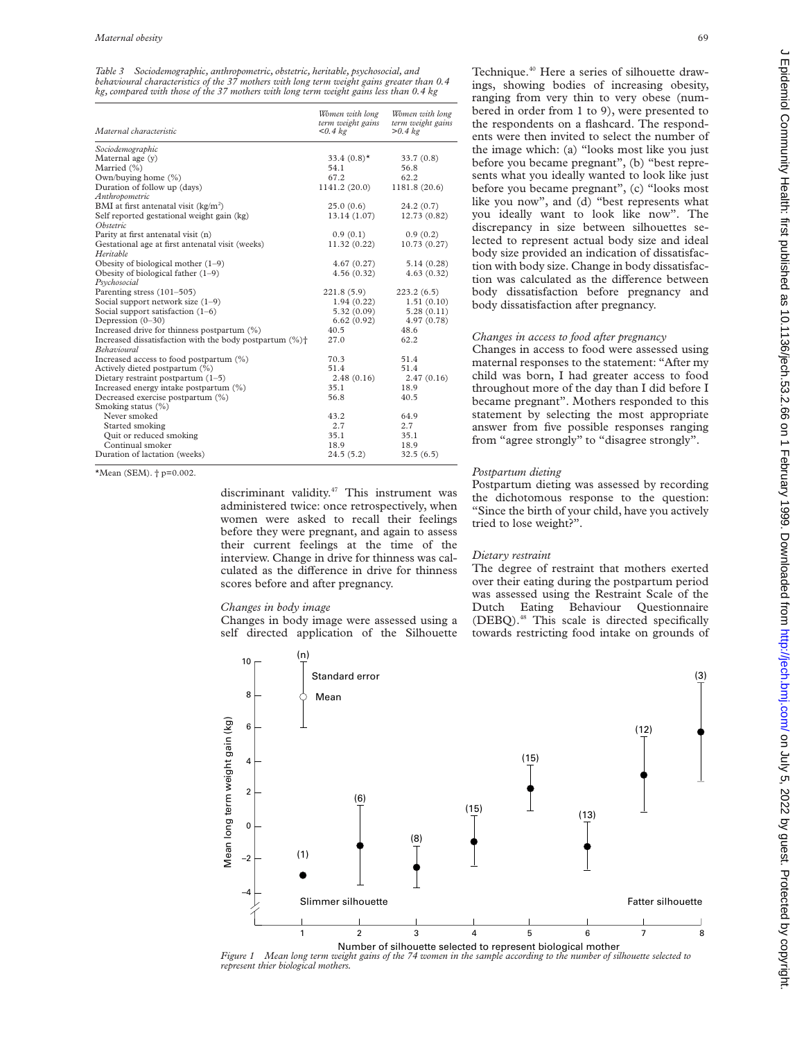*Table 3 Sociodemographic, anthropometric, obstetric, heritable, psychosocial, and behavioural characteristics of the 37 mothers with long term weight gains greater than 0.4 kg, compared with those of the 37 mothers with long term weight gains less than 0.4 kg*

| Maternal characteristic | Women with long term weight gains <0.4 kg | Women with long term weight gains >0.4 kg |
|---|---|---|
| *Sociodemographic* | | |
| Maternal age (y) | 33.4 (0.8)* | 33.7 (0.8) |
| Married (%) | 54.1 | 56.8 |
| Own/buying home (%) | 67.2 | 62.2 |
| Duration of follow up (days) | 1141.2 (20.0) | 1181.8 (20.6) |
| *Anthropometric* | | |
| BMI at first antenatal visit (kg/m$^2$) | 25.0 (0.6) | 24.2 (0.7) |
| Self reported gestational weight gain (kg) | 13.14 (1.07) | 12.73 (0.82) |
| *Obstetric* | | |
| Parity at first antenatal visit (n) | 0.9 (0.1) | 0.9 (0.2) |
| Gestational age at first antenatal visit (weeks) | 11.32 (0.22) | 10.73 (0.27) |
| *Heritable* | | |
| Obesity of biological mother (1–9) | 4.67 (0.27) | 5.14 (0.28) |
| Obesity of biological father (1–9) | 4.56 (0.32) | 4.63 (0.32) |
| *Psychosocial* | | |
| Parenting stress (101–505) | 221.8 (5.9) | 223.2 (6.5) |
| Social support network size (1–9) | 1.94 (0.22) | 1.51 (0.10) |
| Social support satisfaction (1–6) | 5.32 (0.09) | 5.28 (0.11) |
| Depression (0–30) | 6.62 (0.92) | 4.97 (0.78) |
| Increased drive for thinness postpartum (%) | 40.5 | 48.6 |
| Increased dissatisfaction with the body postpartum (%)† | 27.0 | 62.2 |
| *Behavioural* | | |
| Increased access to food postpartum (%) | 70.3 | 51.4 |
| Actively dieted postpartum (%) | 51.4 | 51.4 |
| Dietary restraint postpartum (1–5) | 2.48 (0.16) | 2.47 (0.16) |
| Increased energy intake postpartum (%) | 35.1 | 18.9 |
| Decreased exercise postpartum (%) | 56.8 | 40.5 |
| Smoking status (%) | | |
| Never smoked | 43.2 | 64.9 |
| Started smoking | 2.7 | 2.7 |
| Quit or reduced smoking | 35.1 | 35.1 |
| Continual smoker | 18.9 | 18.9 |
| Duration of lactation (weeks) | 24.5 (5.2) | 32.5 (6.5) |

*Mean (SEM). † p=0.002.

discriminant validity.[47] This instrument was administered twice: once retrospectively, when women were asked to recall their feelings before they were pregnant, and again to assess their current feelings at the time of the interview. Change in drive for thinness was calculated as the difference in drive for thinness scores before and after pregnancy.

### *Changes in body image*

Changes in body image were assessed using a self directed application of the Silhouette Technique.[40] Here a series of silhouette drawings, showing bodies of increasing obesity, ranging from very thin to very obese (numbered in order from 1 to 9), were presented to the respondents on a flashcard. The respondents were then invited to select the number of the image which: (a) "looks most like you just before you became pregnant", (b) "best represents what you ideally wanted to look like just before you became pregnant", (c) "looks most like you now", and (d) "best represents what you ideally want to look like now". The discrepancy in size between silhouettes selected to represent actual body size and ideal body size provided an indication of dissatisfaction with body size. Change in body dissatisfaction was calculated as the difference between body dissatisfaction before pregnancy and body dissatisfaction after pregnancy.

### *Changes in access to food after pregnancy*

Changes in access to food were assessed using maternal responses to the statement: "After my child was born, I had greater access to food throughout more of the day than I did before I became pregnant". Mothers responded to this statement by selecting the most appropriate answer from five possible responses ranging from "agree strongly" to "disagree strongly".

### *Postpartum dieting*

Postpartum dieting was assessed by recording the dichotomous response to the question: "Since the birth of your child, have you actively tried to lose weight?".

### *Dietary restraint*

The degree of restraint that mothers exerted over their eating during the postpartum period was assessed using the Restraint Scale of the Dutch Eating Behaviour Questionnaire (DEBQ).[48] This scale is directed specifically towards restricting food intake on grounds of

*Figure 1 Mean long term weight gains of the 74 women in the sample according to the number of silhouette selected to represent thier biological mothers.*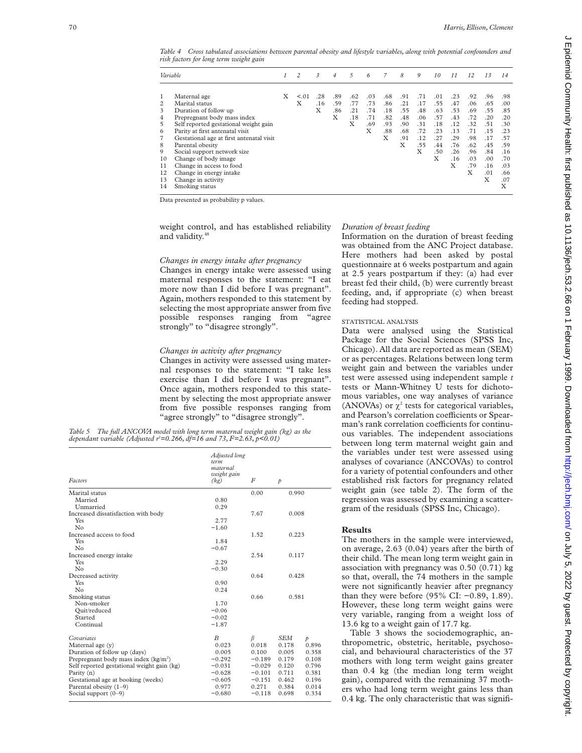*Table 4 Cross tabulated associations between parental obesity and lifestyle variables, along with potential confounders and risk factors for long term weight gain*

| | Variable | 1 | 2 | 3 | 4 | 5 | 6 | 7 | 8 | 9 | 10 | 11 | 12 | 13 | 14 |
|---|---|---|---|---|---|---|---|---|---|---|---|---|---|---|---|
| 1 | Maternal age | X | <.01 | .28 | .89 | .62 | .03 | .68 | .91 | .71 | .01 | .23 | .92 | .96 | .98 |
| 2 | Marital status | | X | .16 | .59 | .77 | .73 | .86 | .21 | .17 | .55 | .47 | .06 | .65 | .00 |
| 3 | Duration of follow up | | | X | .86 | .21 | .74 | .18 | .55 | .48 | .63 | .53 | .69 | .55 | .85 |
| 4 | Prepregnant body mass index | | | | X | .18 | .71 | .82 | .48 | .06 | .57 | .43 | .72 | .20 | .20 |
| 5 | Self reported gestational weight gain | | | | | X | .69 | .93 | .90 | .31 | .18 | .12 | .32 | .51 | .30 |
| 6 | Parity at first antenatal visit | | | | | | X | .88 | .68 | .72 | .23 | .13 | .71 | .15 | .23 |
| 7 | Gestational age at first antenatal visit | | | | | | | X | .91 | .12 | .27 | .29 | .98 | .17 | .57 |
| 8 | Parental obesity | | | | | | | | X | .55 | .44 | .76 | .62 | .45 | .59 |
| 9 | Social support network size | | | | | | | | | X | .50 | .26 | .96 | .84 | .16 |
| 10 | Change of body image | | | | | | | | | | X | .16 | .03 | .00 | .70 |
| 11 | Change in access to food | | | | | | | | | | | X | .79 | .16 | .03 |
| 12 | Change in energy intake | | | | | | | | | | | | X | .01 | .66 |
| 13 | Change in activity | | | | | | | | | | | | | X | .07 |
| 14 | Smoking status | | | | | | | | | | | | | | X |

Data presented as probability p values.

weight control, and has established reliability and validity.[48]

*Changes in energy intake after pregnancy*

Changes in energy intake were assessed using maternal responses to the statement: "I eat more now than I did before I was pregnant". Again, mothers responded to this statement by selecting the most appropriate answer from five possible responses ranging from "agree strongly" to "disagree strongly".

*Changes in activity after pregnancy*

Changes in activity were assessed using maternal responses to the statement: "I take less exercise than I did before I was pregnant". Once again, mothers responded to this statement by selecting the most appropriate answer from five possible responses ranging from "agree strongly" to "disagree strongly".

*Table 5 The full ANCOVA model with long term maternal weight gain (kg) as the dependant variable (Adjusted $r^2$=0.266, df=16 and 73, F=2.63, p<0.01)*

| Factors | Adjusted long term maternal weight gain (kg) | F | p | |
|---|---|---|---|---|
| Marital status | | 0.00 | 0.990 | |
| Married | 0.80 | | | |
| Unmarried | 0.29 | | | |
| Increased dissatisfaction with body | | 7.67 | 0.008 | |
| Yes | 2.77 | | | |
| No | −1.60 | | | |
| Increased access to food | | 1.52 | 0.223 | |
| Yes | 1.84 | | | |
| No | −0.67 | | | |
| Increased energy intake | | 2.54 | 0.117 | |
| Yes | 2.29 | | | |
| No | −0.30 | | | |
| Decreased activity | | 0.64 | 0.428 | |
| Yes | 0.90 | | | |
| No | 0.24 | | | |
| Smoking status | | 0.66 | 0.581 | |
| Non-smoker | 1.70 | | | |
| Quit/reduced | −0.06 | | | |
| Started | −0.02 | | | |
| Continual | −1.87 | | | |
| *Covariates* | *B* | *β* | *SEM* | *p* |
| Maternal age (y) | 0.023 | 0.018 | 0.178 | 0.896 |
| Duration of follow up (days) | 0.005 | 0.100 | 0.005 | 0.358 |
| Prepregnant body mass index (kg/m²) | −0.292 | −0.189 | 0.179 | 0.108 |
| Self reported gestational weight gain (kg) | −0.031 | −0.029 | 0.120 | 0.796 |
| Parity (n) | −0.628 | −0.101 | 0.711 | 0.381 |
| Gestational age at booking (weeks) | −0.605 | −0.151 | 0.462 | 0.196 |
| Parental obesity (1–9) | 0.977 | 0.271 | 0.384 | 0.014 |
| Social support (0–9) | −0.680 | −0.118 | 0.698 | 0.334 |

*Duration of breast feeding*

Information on the duration of breast feeding was obtained from the ANC Project database. Here mothers had been asked by postal questionnaire at 6 weeks postpartum and again at 2.5 years postpartum if they: (a) had ever breast fed their child, (b) were currently breast feeding, and, if appropriate (c) when breast feeding had stopped.

STATISTICAL ANALYSIS

Data were analysed using the Statistical Package for the Social Sciences (SPSS Inc, Chicago). All data are reported as mean (SEM) or as percentages. Relations between long term weight gain and between the variables under test were assessed using independent sample *t* tests or Mann-Whitney U tests for dichotomous variables, one way analyses of variance (ANOVAs) or $\chi^2$ tests for categorical variables, and Pearson's correlation coefficients or Spearman's rank correlation coefficients for continuous variables. The independent associations between long term maternal weight gain and the variables under test were assessed using analyses of covariance (ANCOVAs) to control for a variety of potential confounders and other established risk factors for pregnancy related weight gain (see table 2). The form of the regression was assessed by examining a scattergram of the residuals (SPSS Inc, Chicago).

## Results

The mothers in the sample were interviewed, on average, 2.63 (0.04) years after the birth of their child. The mean long term weight gain in association with pregnancy was 0.50 (0.71) kg so that, overall, the 74 mothers in the sample were not significantly heavier after pregnancy than they were before (95% CI: −0.89, 1.89). However, these long term weight gains were very variable, ranging from a weight loss of 13.6 kg to a weight gain of 17.7 kg.

Table 3 shows the sociodemographic, anthropometric, obstetric, heritable, psychosocial, and behavioural characteristics of the 37 mothers with long term weight gains greater than 0.4 kg (the median long term weight gain), compared with the remaining 37 mothers who had long term weight gains less than 0.4 kg. The only characteristic that was signifi-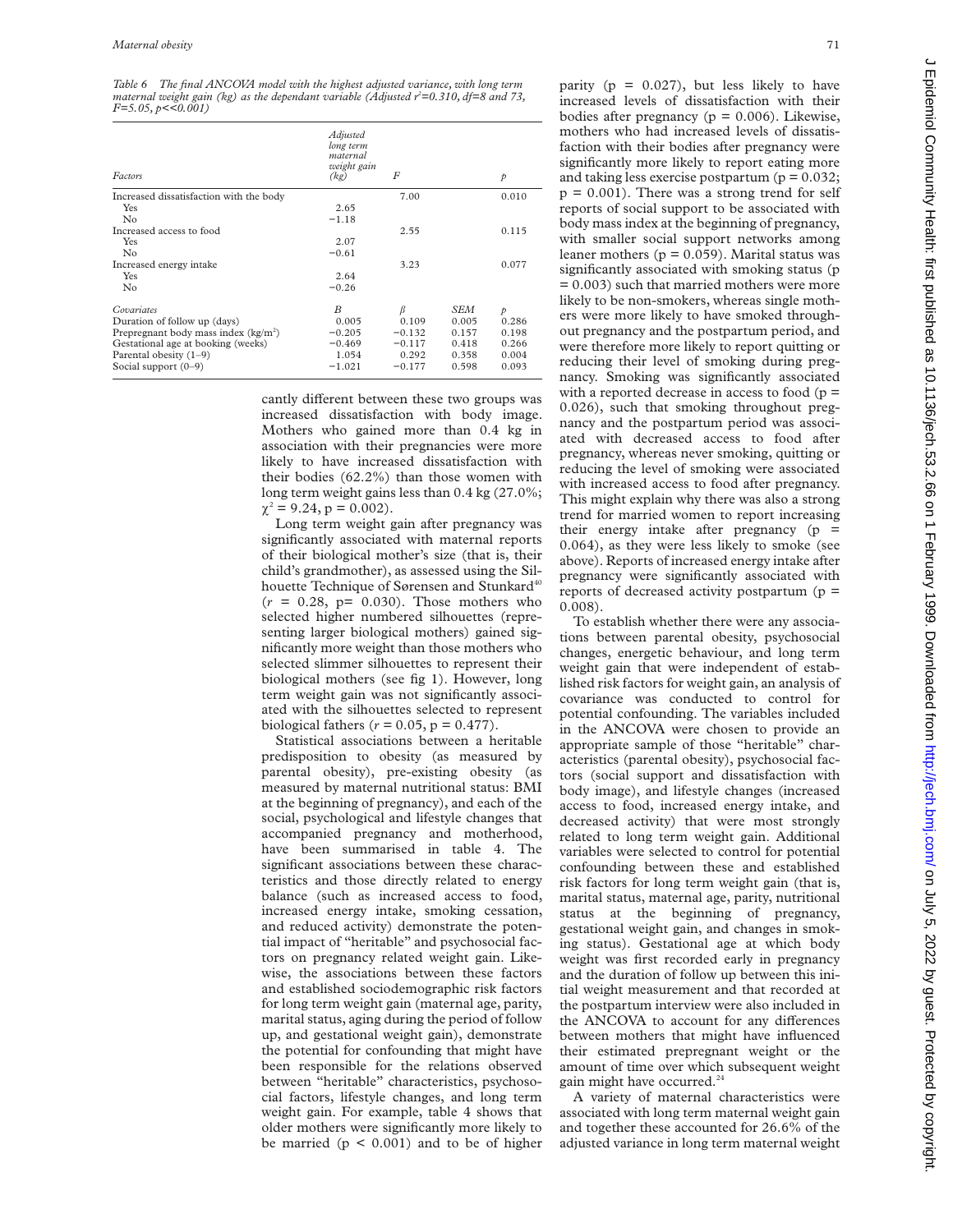*Table 6 The final ANCOVA model with the highest adjusted variance, with long term maternal weight gain (kg) as the dependant variable (Adjusted $r^2$=0.310, df=8 and 73, F=5.05, p<<0.001)*

| Factors | Adjusted long term maternal weight gain (kg) | F | | p |
|---|---|---|---|---|
| Increased dissatisfaction with the body | | 7.00 | | 0.010 |
| Yes | 2.65 | | | |
| No | −1.18 | | | |
| Increased access to food | | 2.55 | | 0.115 |
| Yes | 2.07 | | | |
| No | −0.61 | | | |
| Increased energy intake | | 3.23 | | 0.077 |
| Yes | 2.64 | | | |
| No | −0.26 | | | |
| *Covariates* | *B* | *β* | *SEM* | *p* |
| Duration of follow up (days) | 0.005 | 0.109 | 0.005 | 0.286 |
| Prepregnant body mass index (kg/m$^2$) | −0.205 | −0.132 | 0.157 | 0.198 |
| Gestational age at booking (weeks) | −0.469 | −0.117 | 0.418 | 0.266 |
| Parental obesity (1–9) | 1.054 | 0.292 | 0.358 | 0.004 |
| Social support (0–9) | −1.021 | −0.177 | 0.598 | 0.093 |

cantly different between these two groups was increased dissatisfaction with body image. Mothers who gained more than 0.4 kg in association with their pregnancies were more likely to have increased dissatisfaction with their bodies (62.2%) than those women with long term weight gains less than 0.4 kg (27.0%; $\chi^2$ = 9.24, p = 0.002).

Long term weight gain after pregnancy was significantly associated with maternal reports of their biological mother's size (that is, their child's grandmother), as assessed using the Silhouette Technique of Sørensen and Stunkard[40] ($r$ = 0.28, p= 0.030). Those mothers who selected higher numbered silhouettes (representing larger biological mothers) gained significantly more weight than those mothers who selected slimmer silhouettes to represent their biological mothers (see fig 1). However, long term weight gain was not significantly associated with the silhouettes selected to represent biological fathers ($r$ = 0.05, p = 0.477).

Statistical associations between a heritable predisposition to obesity (as measured by parental obesity), pre-existing obesity (as measured by maternal nutritional status: BMI at the beginning of pregnancy), and each of the social, psychological and lifestyle changes that accompanied pregnancy and motherhood, have been summarised in table 4. The significant associations between these characteristics and those directly related to energy balance (such as increased access to food, increased energy intake, smoking cessation, and reduced activity) demonstrate the potential impact of "heritable" and psychosocial factors on pregnancy related weight gain. Likewise, the associations between these factors and established sociodemographic risk factors for long term weight gain (maternal age, parity, marital status, aging during the period of follow up, and gestational weight gain), demonstrate the potential for confounding that might have been responsible for the relations observed between "heritable" characteristics, psychosocial factors, lifestyle changes, and long term weight gain. For example, table 4 shows that older mothers were significantly more likely to be married (p < 0.001) and to be of higher parity (p = 0.027), but less likely to have increased levels of dissatisfaction with their bodies after pregnancy (p = 0.006). Likewise, mothers who had increased levels of dissatisfaction with their bodies after pregnancy were significantly more likely to report eating more and taking less exercise postpartum (p = 0.032; p = 0.001). There was a strong trend for self reports of social support to be associated with body mass index at the beginning of pregnancy, with smaller social support networks among leaner mothers (p = 0.059). Marital status was significantly associated with smoking status (p = 0.003) such that married mothers were more likely to be non-smokers, whereas single mothers were more likely to have smoked throughout pregnancy and the postpartum period, and were therefore more likely to report quitting or reducing their level of smoking during pregnancy. Smoking was significantly associated with a reported decrease in access to food (p = 0.026), such that smoking throughout pregnancy and the postpartum period was associated with decreased access to food after pregnancy, whereas never smoking, quitting or reducing the level of smoking were associated with increased access to food after pregnancy. This might explain why there was also a strong trend for married women to report increasing their energy intake after pregnancy (p = 0.064), as they were less likely to smoke (see above). Reports of increased energy intake after pregnancy were significantly associated with reports of decreased activity postpartum (p = 0.008).

To establish whether there were any associations between parental obesity, psychosocial changes, energetic behaviour, and long term weight gain that were independent of established risk factors for weight gain, an analysis of covariance was conducted to control for potential confounding. The variables included in the ANCOVA were chosen to provide an appropriate sample of those "heritable" characteristics (parental obesity), psychosocial factors (social support and dissatisfaction with body image), and lifestyle changes (increased access to food, increased energy intake, and decreased activity) that were most strongly related to long term weight gain. Additional variables were selected to control for potential confounding between these and established risk factors for long term weight gain (that is, marital status, maternal age, parity, nutritional status at the beginning of pregnancy, gestational weight gain, and changes in smoking status). Gestational age at which body weight was first recorded early in pregnancy and the duration of follow up between this initial weight measurement and that recorded at the postpartum interview were also included in the ANCOVA to account for any differences between mothers that might have influenced their estimated prepregnant weight or the amount of time over which subsequent weight gain might have occurred.[24]

A variety of maternal characteristics were associated with long term maternal weight gain and together these accounted for 26.6% of the adjusted variance in long term maternal weight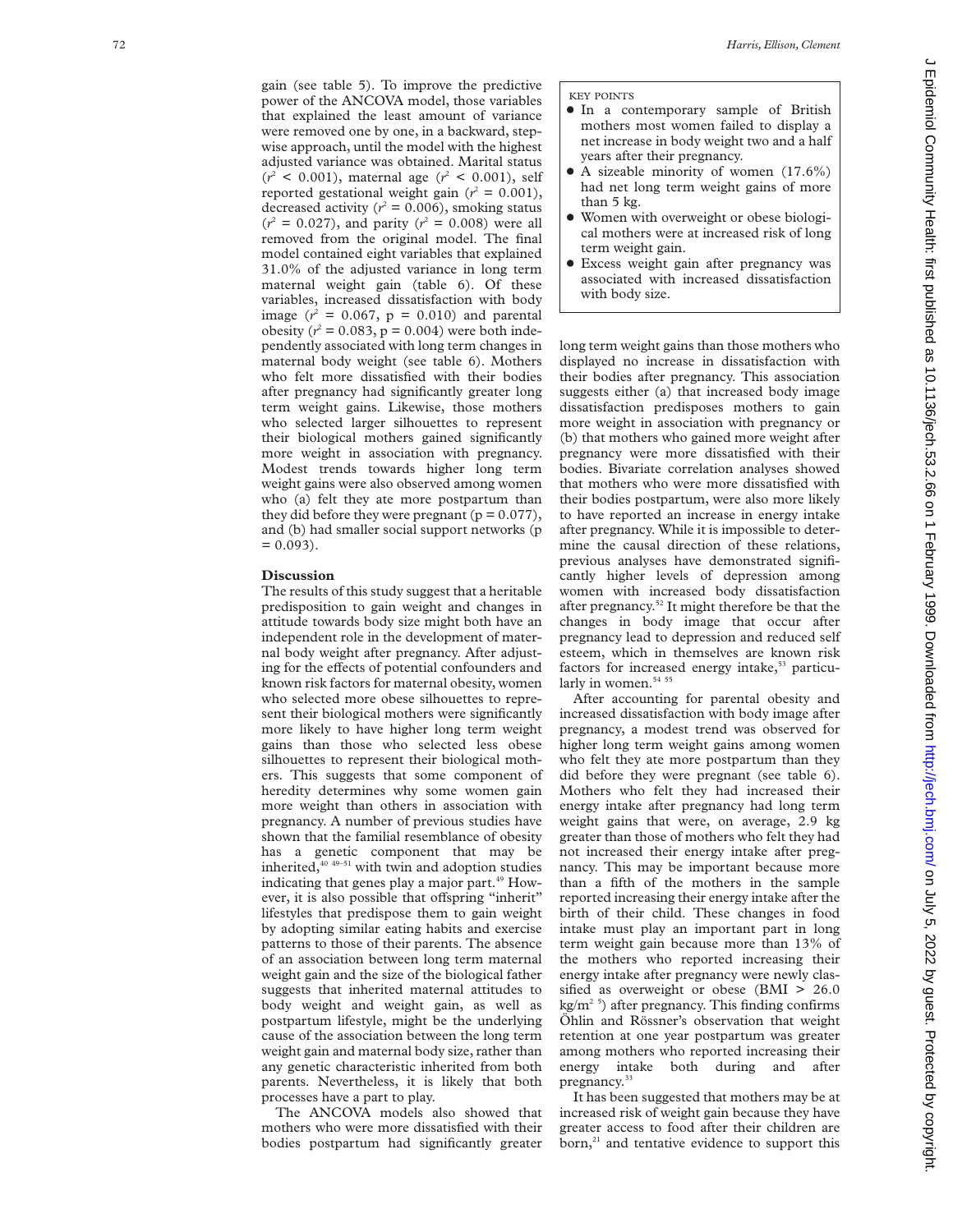gain (see table 5). To improve the predictive power of the ANCOVA model, those variables that explained the least amount of variance were removed one by one, in a backward, stepwise approach, until the model with the highest adjusted variance was obtained. Marital status ($r^2 < 0.001$), maternal age ($r^2 < 0.001$), self reported gestational weight gain ($r^2 = 0.001$), decreased activity ($r^2 = 0.006$), smoking status ($r^2 = 0.027$), and parity ($r^2 = 0.008$) were all removed from the original model. The final model contained eight variables that explained 31.0% of the adjusted variance in long term maternal weight gain (table 6). Of these variables, increased dissatisfaction with body image ($r^2 = 0.067$, $p = 0.010$) and parental obesity ($r^2 = 0.083$, $p = 0.004$) were both independently associated with long term changes in maternal body weight (see table 6). Mothers who felt more dissatisfied with their bodies after pregnancy had significantly greater long term weight gains. Likewise, those mothers who selected larger silhouettes to represent their biological mothers gained significantly more weight in association with pregnancy. Modest trends towards higher long term weight gains were also observed among women who (a) felt they ate more postpartum than they did before they were pregnant ($p = 0.077$), and (b) had smaller social support networks ($p = 0.093$).

KEY POINTS

- In a contemporary sample of British mothers most women failed to display a net increase in body weight two and a half years after their pregnancy.
- A sizeable minority of women (17.6%) had net long term weight gains of more than 5 kg.
- Women with overweight or obese biological mothers were at increased risk of long term weight gain.
- Excess weight gain after pregnancy was associated with increased dissatisfaction with body size.

## Discussion

The results of this study suggest that a heritable predisposition to gain weight and changes in attitude towards body size might both have an independent role in the development of maternal body weight after pregnancy. After adjusting for the effects of potential confounders and known risk factors for maternal obesity, women who selected more obese silhouettes to represent their biological mothers were significantly more likely to have higher long term weight gains than those who selected less obese silhouettes to represent their biological mothers. This suggests that some component of heredity determines why some women gain more weight than others in association with pregnancy. A number of previous studies have shown that the familial resemblance of obesity has a genetic component that may be inherited,[40 49–51] with twin and adoption studies indicating that genes play a major part.[49] However, it is also possible that offspring "inherit" lifestyles that predispose them to gain weight by adopting similar eating habits and exercise patterns to those of their parents. The absence of an association between long term maternal weight gain and the size of the biological father suggests that inherited maternal attitudes to body weight and weight gain, as well as postpartum lifestyle, might be the underlying cause of the association between the long term weight gain and maternal body size, rather than any genetic characteristic inherited from both parents. Nevertheless, it is likely that both processes have a part to play.

The ANCOVA models also showed that mothers who were more dissatisfied with their bodies postpartum had significantly greater long term weight gains than those mothers who displayed no increase in dissatisfaction with their bodies after pregnancy. This association suggests either (a) that increased body image dissatisfaction predisposes mothers to gain more weight in association with pregnancy or (b) that mothers who gained more weight after pregnancy were more dissatisfied with their bodies. Bivariate correlation analyses showed that mothers who were more dissatisfied with their bodies postpartum, were also more likely to have reported an increase in energy intake after pregnancy. While it is impossible to determine the causal direction of these relations, previous analyses have demonstrated significantly higher levels of depression among women with increased body dissatisfaction after pregnancy.[52] It might therefore be that the changes in body image that occur after pregnancy lead to depression and reduced self esteem, which in themselves are known risk factors for increased energy intake,[53] particularly in women.[54 55]

After accounting for parental obesity and increased dissatisfaction with body image after pregnancy, a modest trend was observed for higher long term weight gains among women who felt they ate more postpartum than they did before they were pregnant (see table 6). Mothers who felt they had increased their energy intake after pregnancy had long term weight gains that were, on average, 2.9 kg greater than those of mothers who felt they had not increased their energy intake after pregnancy. This may be important because more than a fifth of the mothers in the sample reported increasing their energy intake after the birth of their child. These changes in food intake must play an important part in long term weight gain because more than 13% of the mothers who reported increasing their energy intake after pregnancy were newly classified as overweight or obese (BMI > 26.0 $kg/m^2$ [5]) after pregnancy. This finding confirms Öhlin and Rössner's observation that weight retention at one year postpartum was greater among mothers who reported increasing their energy intake both during and after pregnancy.[33]

It has been suggested that mothers may be at increased risk of weight gain because they have greater access to food after their children are born,[21] and tentative evidence to support this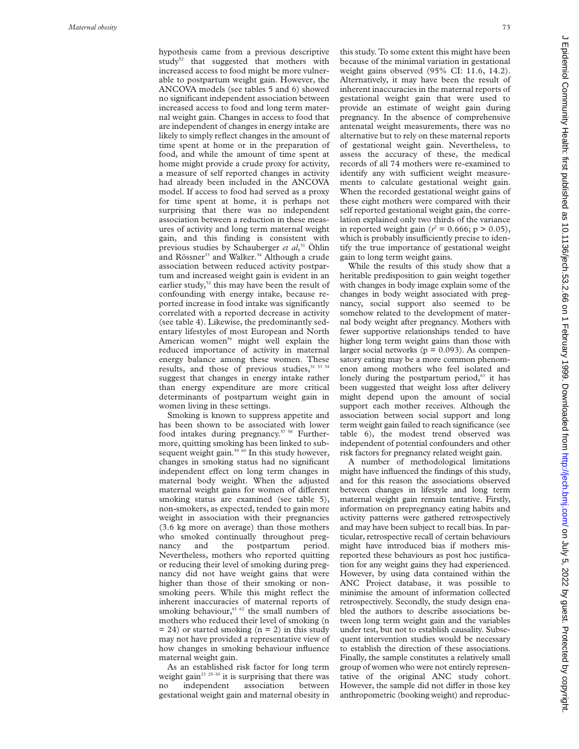hypothesis came from a previous descriptive study[52] that suggested that mothers with increased access to food might be more vulnerable to postpartum weight gain. However, the ANCOVA models (see tables 5 and 6) showed no significant independent association between increased access to food and long term maternal weight gain. Changes in access to food that are independent of changes in energy intake are likely to simply reflect changes in the amount of time spent at home or in the preparation of food, and while the amount of time spent at home might provide a crude proxy for activity, a measure of self reported changes in activity had already been included in the ANCOVA model. If access to food had served as a proxy for time spent at home, it is perhaps not surprising that there was no independent association between a reduction in these measures of activity and long term maternal weight gain, and this finding is consistent with previous studies by Schauberger *et al*,[31] Öhlin and Rössner[33] and Walker.[34] Although a crude association between reduced activity postpartum and increased weight gain is evident in an earlier study,[52] this may have been the result of confounding with energy intake, because reported increase in food intake was significantly correlated with a reported decrease in activity (see table 4). Likewise, the predominantly sedentary lifestyles of most European and North American women[56] might well explain the reduced importance of activity in maternal energy balance among these women. These results, and those of previous studies,[31 33 34] suggest that changes in energy intake rather than energy expenditure are more critical determinants of postpartum weight gain in women living in these settings.

Smoking is known to suppress appetite and has been shown to be associated with lower food intakes during pregnancy.[57 58] Furthermore, quitting smoking has been linked to subsequent weight gain.[59 60] In this study however, changes in smoking status had no significant independent effect on long term changes in maternal body weight. When the adjusted maternal weight gains for women of different smoking status are examined (see table 5), non-smokers, as expected, tended to gain more weight in association with their pregnancies (3.6 kg more on average) than those mothers who smoked continually throughout pregnancy and the postpartum period. Nevertheless, mothers who reported quitting or reducing their level of smoking during pregnancy did not have weight gains that were higher than those of their smoking or non-smoking peers. While this might reflect the inherent inaccuracies of maternal reports of smoking behaviour,[61 62] the small numbers of mothers who reduced their level of smoking (n = 24) or started smoking (n = 2) in this study may not have provided a representative view of how changes in smoking behaviour influence maternal weight gain.

As an established risk factor for long term weight gain[23 25–30] it is surprising that there was no independent association between gestational weight gain and maternal obesity in this study. To some extent this might have been because of the minimal variation in gestational weight gains observed (95% CI: 11.6, 14.2). Alternatively, it may have been the result of inherent inaccuracies in the maternal reports of gestational weight gain that were used to provide an estimate of weight gain during pregnancy. In the absence of comprehensive antenatal weight measurements, there was no alternative but to rely on these maternal reports of gestational weight gain. Nevertheless, to assess the accuracy of these, the medical records of all 74 mothers were re-examined to identify any with sufficient weight measurements to calculate gestational weight gain. When the recorded gestational weight gains of these eight mothers were compared with their self reported gestational weight gain, the correlation explained only two thirds of the variance in reported weight gain ($r^2 = 0.666$; $p > 0.05$), which is probably insufficiently precise to identify the true importance of gestational weight gain to long term weight gains.

While the results of this study show that a heritable predisposition to gain weight together with changes in body image explain some of the changes in body weight associated with pregnancy, social support also seemed to be somehow related to the development of maternal body weight after pregnancy. Mothers with fewer supportive relationships tended to have higher long term weight gains than those with larger social networks ($p = 0.093$). As compensatory eating may be a more common phenomenon among mothers who feel isolated and lonely during the postpartum period,[63] it has been suggested that weight loss after delivery might depend upon the amount of social support each mother receives. Although the association between social support and long term weight gain failed to reach significance (see table 6), the modest trend observed was independent of potential confounders and other risk factors for pregnancy related weight gain.

A number of methodological limitations might have influenced the findings of this study, and for this reason the associations observed between changes in lifestyle and long term maternal weight gain remain tentative. Firstly, information on prepregnancy eating habits and activity patterns were gathered retrospectively and may have been subject to recall bias. In particular, retrospective recall of certain behaviours might have introduced bias if mothers misreported these behaviours as post hoc justification for any weight gains they had experienced. However, by using data contained within the ANC Project database, it was possible to minimise the amount of information collected retrospectively. Secondly, the study design enabled the authors to describe associations between long term weight gain and the variables under test, but not to establish causality. Subsequent intervention studies would be necessary to establish the direction of these associations. Finally, the sample constitutes a relatively small group of women who were not entirely representative of the original ANC study cohort. However, the sample did not differ in those key anthropometric (booking weight) and reproduc-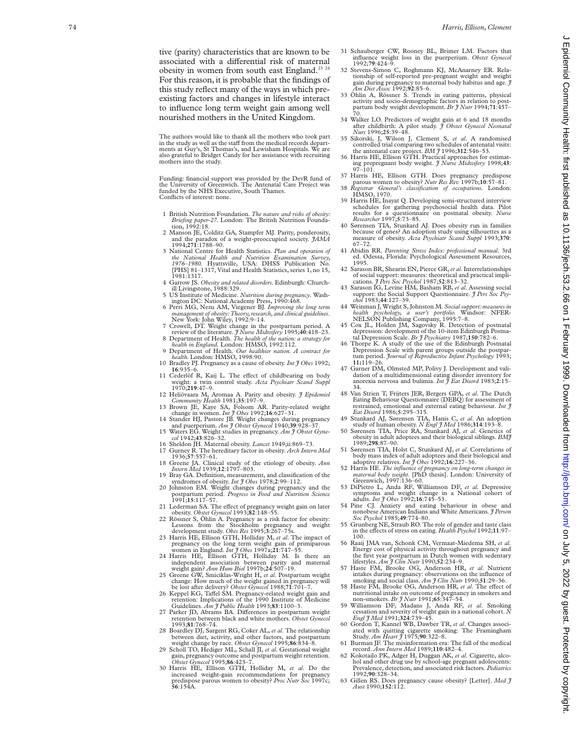tive (parity) characteristics that are known to be associated with a differential risk of maternal obesity in women from south east England.[23 24] For this reason, it is probable that the findings of this study reflect many of the ways in which pre-existing factors and changes in lifestyle interact to influence long term weight gain among well nourished mothers in the United Kingdom.

The authors would like to thank all the mothers who took part in the study as well as the staff from the medical records departments at Guy's, St Thomas's, and Lewisham Hospitals. We are also grateful to Bridget Candy for her assistance with recruiting mothers into the study.

Funding: financial support was provided by the DevR fund of the University of Greenwich. The Antenatal Care Project was funded by the NHS Executive, South Thames.
Conflicts of interest: none.

1 British Nutrition Foundation. *The nature and risks of obesity: Briefing paper-27.* London: The British Nutrition Foundation, 1992:18.
2 Manson JE, Colditz GA, Stampfer MJ. Parity, ponderosity, and the paradox of a weight-preoccupied society. *JAMA* 1994;**271**:1788–90.
3 National Centre for Health Statistics. *Plan and operation of the National Health and Nutrition Examination Survey, 1976–1980.* Hyattsville, USA: DHSS Publication No. [PHS] 81–1317, Vital and Health Statistics, series 1, no 15, 1981:1317.
4 Garrow JS. *Obesity and related disorders*. Edinburgh: Churchill Livingstone, 1988:329.
5 US Institute of Medicine. *Nutrition during pregnancy.* Washington DC: National Academy Press, 1990:468.
6 Perri MG, Nezu AM, Viegener BJ. *Improving the long term management of obesity: Theory, research, and clinical guidelines*. New York: John Wiley, 1992:9–14.
7 Crowell, DT. Weight change in the postpartum period. A review of the literature. *J Nurse Midwifery* 1995;**40**:418–23.
8 Department of Health. *The health of the nation: a strategy for health in England.* London: HMSO, 1992:112.
9 Department of Health. *Our healthier nation. A contract for health*. London: HMSO, 1998:90.
10 Bradley PJ. Pregnancy as a cause of obesity. *Int J Obes* 1992; **16**:935–6.
11 Cederlöf R, Kaij L. The effect of childbearing on body weight: a twin control study. *Acta Psychiatr Scand Suppl* 1970;**219**:47–9.
12 Heliövaara M, Aromaa A. Parity and obesity. *J Epidemiol Community Health* 1981;**35**:197–9.
13 Brown JE, Kaye SA, Folsom AR. Parity-related weight change in women. *Int J Obes* 1992;**16**:627–31.
14 Stander HJ, Pastore JB. Weight changes during pregnancy and puerperium. *Am J Obstet Gynecol* 1940;**39**:928–37.
15 Waters EG. Weight studies in pregnancy. *Am J Obstet Gynecol* 1942;**43**:826–32.
16 Sheldon JH. Maternal obesity. *Lancet* 1949;ii:869–73.
17 Gurney R. The hereditary factor in obesity. *Arch Intern Med* 1936;**57**:557–61.
18 Greene JA. Clinical study of the etiology of obesity. *Ann Intern Med* 1939;**12**:1797–803.
19 Bray GA. Definition, measurement, and classification of the syndromes of obesity. *Int J Obes* 1978;**2**:99–112.
20 Johnston EM. Weight changes during pregnancy and the postpartum period. *Progress in Food and Nutrition Science* 1991;**15**:117–57.
21 Lederman SA. The effect of pregnancy weight gain on later obesity. *Obstet Gynecol* 1993;**82**:148–55.
22 Rössner S, Öhlin A. Pregnancy as a risk factor for obesity: Lessons from the Stockholm pregnancy and weight development study. *Obes Res* 1995;**3**:267–75s.
23 Harris HE, Ellison GTH, Holliday M, *et al*. The impact of pregnancy on the long term weight gain of primiparous women in England. *Int J Obes* 1997a;**21**:747–55.
24 Harris HE, Ellison GTH, Holliday M. Is there an independent association between parity and maternal weight gain? *Ann Hum Biol* 1997b;**24**:507–19.
25 Greene GW, Smiciklas-Wright H, *et al*. Postpartum weight change: How much of the weight gained in pregnancy will be lost after delivery? *Obstet Gynecol* 1988;**71**:701–7.
26 Keppel KG, Taffel SM. Pregnancy-related weight gain and retention: Implications of the 1990 Institute of Medicine Guidelines. *Am J Public Health* 1993;**83**:1100–3.
27 Parker JD, Abrams BA. Differences in postpartum weight retention between black and white mothers. *Obstet Gynecol* 1993;**81**:768–74.
28 Boardley DJ, Sargent RG, Coker AL, *et al*. The relationship between diet, activity, and other factors, and postpartum weight change by race. *Obstet Gynecol* 1995;**86**:834–8.
29 Scholl TO, Hediger ML, Schall JI, *et al*. Gestational weight gain, pregnancy outcome and postpartum weight retention. *Obstet Gynecol* 1995;**86**:423–7.
30 Harris HE, Ellison GTH, Holliday M, *et al*. Do the increased weight-gain recommendations for pregnancy predispose parous women to obesity? *Proc Nutr Soc* 1997c; **56**:154A.
31 Schauberger CW, Rooney BL, Brimer LM. Factors that influence weight loss in the puerperium. *Obstet Gynecol* 1992;**79**:424–9.
32 Stevens-Simon C, Roghmann KJ, McAnarney ER. Relationship of self-reported pre-pregnant weight and weight gain during pregnancy to maternal body habitus and age. *J Am Diet Assoc* 1992;**92**:85–6.
33 Öhlin A, Rössner S. Trends in eating patterns, physical activity and socio-demographic factors in relation to postpartum body weight development. *Br J Nutr* 1994;**71**:457–70.
34 Walker LO. Predictors of weight gain at 6 and 18 months after childbirth: A pilot study. *J Obstet Gynecol Neonatal Nurs* 1996;**25**:39–48.
35 Sikorski, J, Wilson J, Clement S, *et al*. A randomised controlled trial comparing two schedules of antenatal visits: the antenatal care project. *BMJ* 1996;**312**:546–53.
36 Harris HE, Ellison GTH. Practical approaches for estimating prepregnant body weight. *J Nurse Midwifery* 1998;**43**: 97–101.
37 Harris HE, Ellison GTH. Does pregnancy predispose parous women to obesity? *Nutr Res Rev* 1997b;**10**:57–81.
38 *Registrar General's classification of occupations.* London: HMSO, 1970.
39 Harris HE, Inayat Q. Developing semi-structured interview schedules for gathering psychosocial health data. Pilot results for a questionnaire on postnatal obesity. *Nurse Researcher* 1997;**5**:73–85.
40 Sørensen TIA, Stunkard AJ. Does obesity run in families because of genes? An adoption study using silhouettes as a measure of obesity. *Acta Psychiatr Scand Suppl* 1993;**370**: 67–72.
41 Abidin RR. *Parenting Stress Index: professional manual*. 3rd ed. Odessa, Florida: Psychological Assessment Resources, 1995.
42 Sarason BR, Shearin EN, Pierce GR, *et al*. Interrelationships of social support: measures: theoretical and practical implications. *J Pers Soc Psychol* 1987;**52**:813–32.
43 Sarason IG, Levine HM, Basham RB, *et al*. Assessing social support: the Social Support Questionnaire. *J Pers Soc Psychol* 1983;**44**:127–39.
44 Weinman J, Wright S, Johnston M. *Social support: measures in health psychology, a user's portfolio.* Windsor: NFER-NELSON Publishing Company, 1995:7–8.
45 Cox JL, Holden JM, Sagovsky R. Detection of postnatal depression: development of the 10-item Edinburgh Postnatal Depression Scale. *Br J Psychiatry* 1987;**150**:782–6.
46 Thorpe K. A study of the use of the Edinburgh Postnatal Depression Scale with parent groups outside the postpartum period. *Journal of Reproductive Infant Psychology* 1993; **11:**119–26.
47 Garner DM, Olmsted MP, Polivy J. Development and validation of a multidimensional eating disorder inventory for anorexia nervosa and bulimia. *Int J Eat Disord* 1983;**2**:15–34.
48 Van Strien T, Frijters JER, Bergers GPA, *et al*. The Dutch Eating Behaviour Questionnaire (DEBQ) for assessment of restrained, emotional and external eating behaviour. *Int J Eat Disord* 1986;**5**:295–315.
49 Stunkard AJ, Sørensen TIA, Hanis C, *et al*. An adoption study of human obesity. *N Engl J Med* 1986;**314**:193–8.
50 Sørensen TIA, Price RA, Stunkard AJ, *et al*. Genetics of obesity in adult adoptees and their biological siblings. *BMJ* 1989;**298**:87–90.
51 Sørensen TIA, Holst C, Stunkard AJ, *et al*. Correlations of body mass index of adult adoptees and their biological and adoptive relatives. *Int J Obes* 1992;**16**:227–36.
52 Harris HE. *The influence of pregnancy on long-term changes in maternal body weight.* [PhD thesis]. London: University of Greenwich, 1997:136–60.
53 DiPietro L, Anda RF, Williamson DF, *et al*. Depressive symptoms and weight change in a National cohort of adults. *Int J Obes* 1992;**16**:745–53.
54 Pine CJ. Anxiety and eating behaviour in obese and nonobese American Indians and White Americans. *J Person Soc Psychol* 1985;**49**:774–80.
55 Grunberg NE, Straub RO. The role of gender and taste class in the effects of stress on eating. *Health Psychol* 1992;**11**:97–100.
56 Raaij JMA van, Schonk CM, Vermaat-Miedema SH, *et al.* Energy cost of physical activity throughout pregnancy and the first year postpartum in Dutch women with sedentary lifestyles. *Am J Clin Nutr* 1990;**52**:234–9.
57 Haste FM, Brooke OG, Anderson HR, *et al*. Nutrient intakes during pregnancy: observations on the influence of smoking and social class. *Am J Clin Nutr* 1990;**51**:29–36.
58 Haste FM, Brooke OG, Anderson HR, *et al*. The effect of nutritional intake on outcome of pregnancy in smokers and non-smokers. *Br J Nutr* 1991;**65**:347–54.
59 Williamson DF, Madans J, Anda RF, *et al*. Smoking cessation and severity of weight gain in a national cohort. *N Engl J Med* 1991;**324**:739–45.
60 Gordon T, Kannel WB, Dawber TR, *et al*. Changes associated with quitting cigarette smoking: The Framingham Study. *Am Heart J* 1975;**90**:322–8.
61 Burman JF. The misinformation era: The fall of the medical record. *Ann Intern Med* 1989;**110**:482–4.
62 Kokotailo PK, Adger H, Duggan AK, *et al*. Cigarette, alcohol and other drug use by school-age pregnant adolescents: Prevalence, detection, and associated risk factors. *Pediatrics* 1992;**90**:328–34.
63 Gillen RS. Does pregnancy cause obesity? [Letter]. *Med J Aust* 1990;**152**:112.